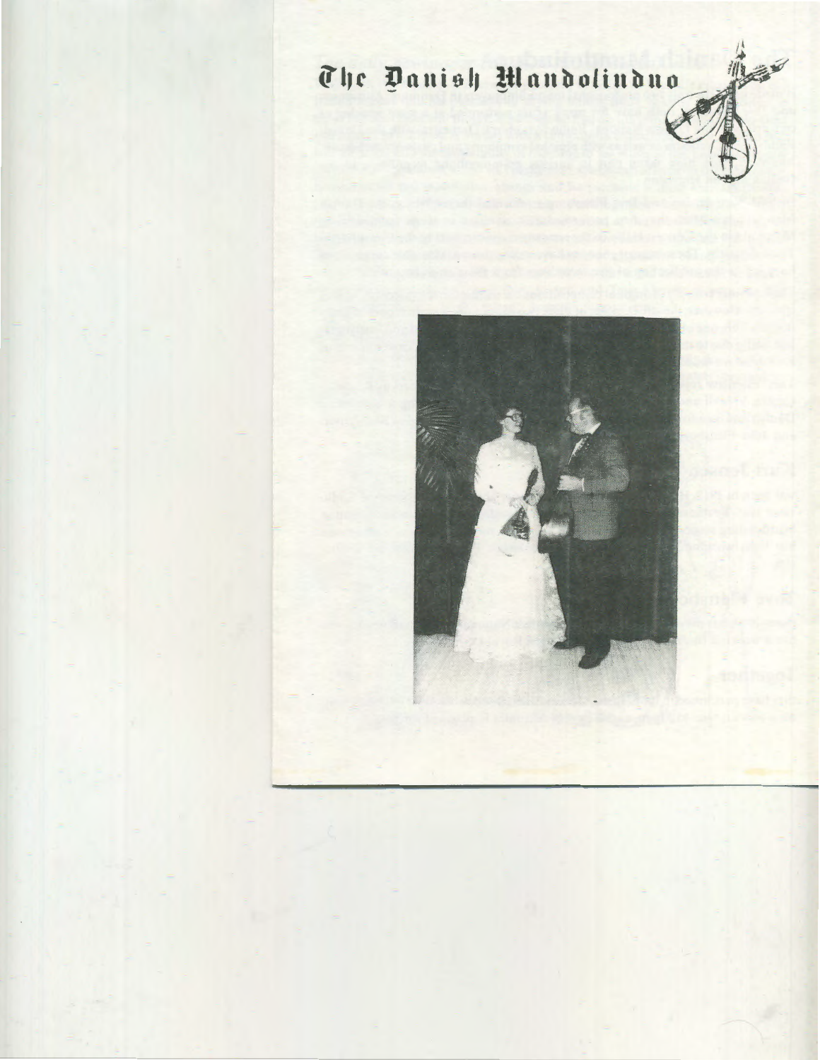# The Danish Mandolinduo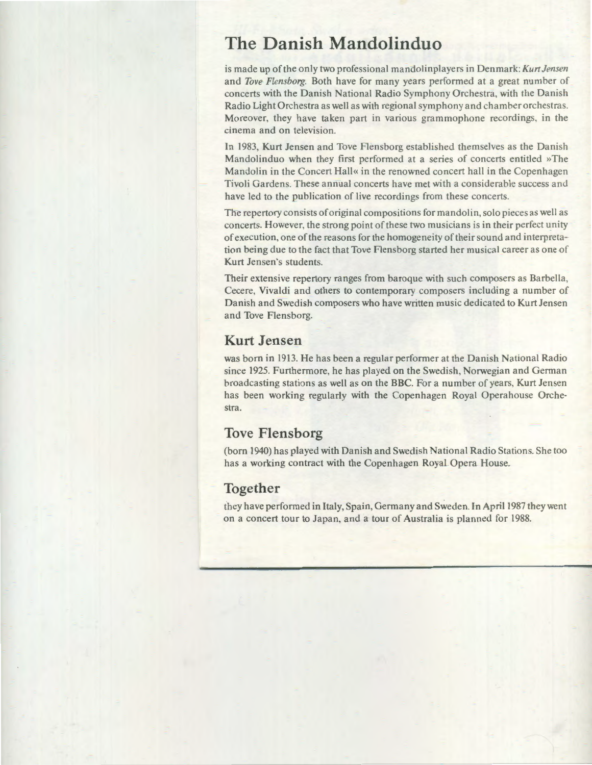# The Danish Mandolinduo

is made up of the only two professional mandolinplayers in Denmark: *Kurt Jensen* and *Tove Flensborg*. Both have for many years performed at a great number of concerts with the Danish National Radio Symphony Orchestra, with the Danish Radio Light Orchestra as well as with regional symphony and chamber orchestras. Moreover, they have taken part in various grammophone recordings, in the cinema and on television.

In 1983, Kurt Jensen and Tove Flensborg established themselves as the Danish Mandolinduo when they first performed at a series of concerts entitled »The Mandolin in the Concert Hall« in the renowned concert hall in the Copenhagen Tivoli Gardens. These annual concerts have met with a considerable success and have led to the publication of live recordings from these concerts.

The repertory consists of original compositions for mandolin, solo pieces as well as concerts. However, the strong point of these two musicians is in their perfect unity of execution, one of the reasons for the homogeneity of their sound and interpretation being due to the fact that Tove Flensborg started her musical career as one of Kurt Jensen's students.

Their extensive repertory ranges from baroque with such composers as Barbella, Cecere, Vivaldi and others to contemporary composers including a number of Danish and Swedish composers who have written music dedicated to Kurt Jensen and Tove Flensborg.

## Kurt Jensen

was born in 1913. He has been a regular performer at the Danish National Radio since 1925. Furthermore, he has played on the Swedish, Norwegian and German broadcasting stations as well as on the BBC. For a number of years, Kurt Jensen has been working regularly with the Copenhagen Royal Operahouse Orchestra.

## Tove Flensborg

(born 1940) has played with Danish and Swedish National Radio Stations. She too has a working contract with the Copenhagen Royal Opera House.

## Together

they have performed in Italy, Spain, Germany and Sweden. In April 1987 they went on a concert tour to Japan, and a tour of Australia is planned for 1988.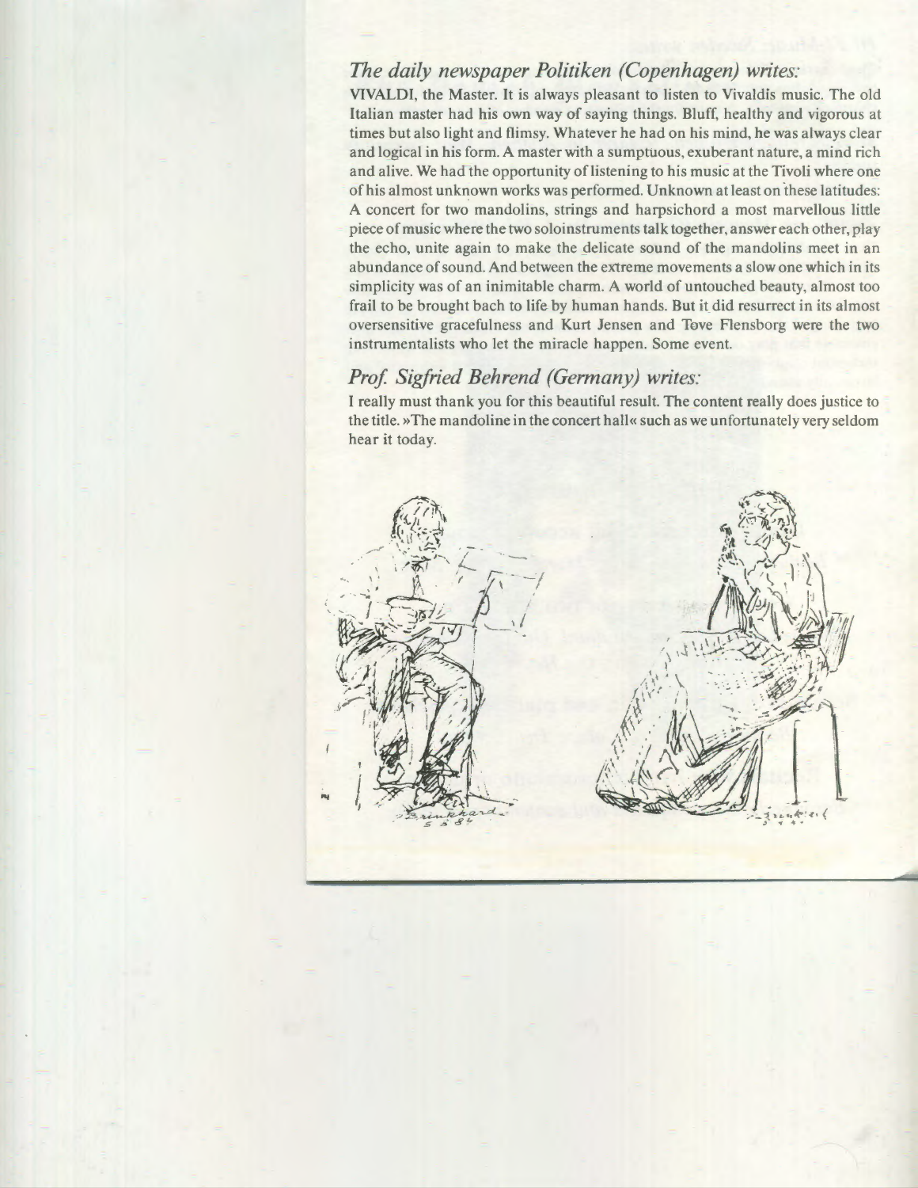## *The daily newspaper Politiken (Copenhagen) writes:*

VIVALDI, the Master. It is always pleasant to listen to Vivaldis music. The old Italian master had his own way of saying things. Bluff, healthy and vigorous at times but also light and flimsy. Whatever he had on his mind, he was always clear and logical in his form. A master with a sumptuous, exuberant nature, a mind rich and alive. We had the opportunity of listening to his music at the Tivoli where one of his almost unknown works was performed. Unknown at least on these latitudes: A concert for two mandolins, strings and harpsichord a most marvellous little piece of music where the two soloinstruments talk together, answer each other, play the echo, unite again to make the delicate sound of the mandolins meet in an abundance of sound. And between the extreme movements a slow one which in its simplicity was of an inimitable charm. A world of untouched beauty, almost too frail to be brought bach to life by human hands. But it did resurrect in its almost oversensitive gracefulness and Kurt Jensen and Tove Flensborg were the two instrumentalists who let the miracle happen. Some event.

## *Prof. Sigfried Behrend (Germany) writes:*

I really must thank you for this beautiful result. The content really does justice to the title. »The mandoline in the concert hall« such as we unfortunately very seldom hear it today.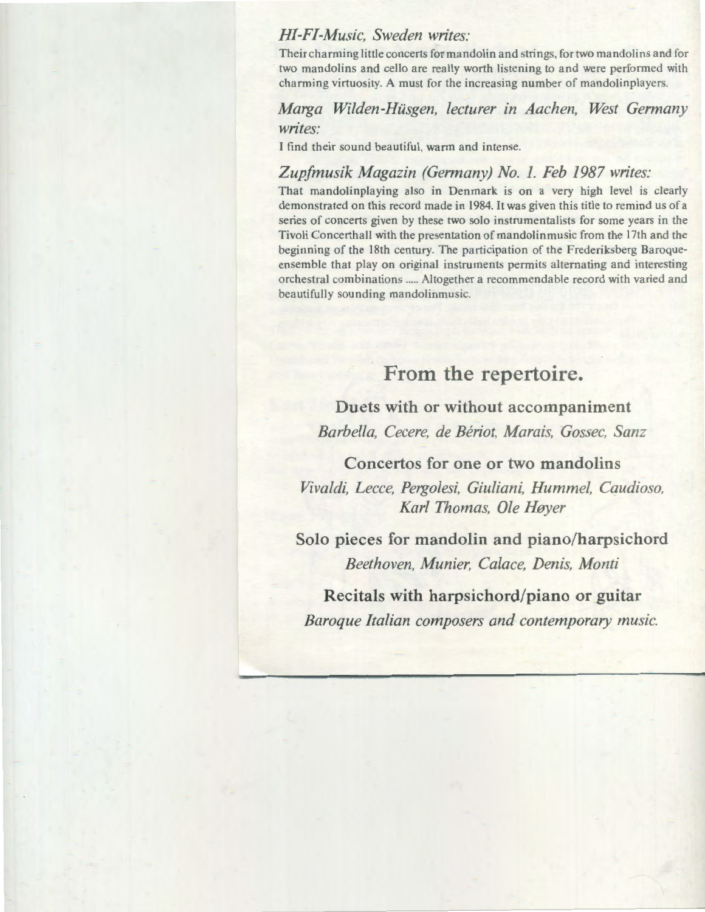*HI-FI-Music, Sweden writes:*

Their charming little concerts for mandolin and strings, for two mandolins and for two mandolins and cello are really worth listening to and were performed with charming virtuosity. A must for the increasing number of mandolinplayers.

*Marga Wilden-Hüsgen, lecturer in Aachen, West Germany writes:*

I find their sound beautiful, warm and intense.

*Zupfmusik Magazin (Germany) No. 1. Feb 1987 writes:*

That mandolinplaying also in Denmark is on a very high level is clearly demonstrated on this record made in 1984. It was given this title to remind us of a series of concerts given by these two solo instrumentalists for some years in the Tivoli Concerthall with the presentation of mandolinmusic from the 17th and the beginning of the 18th century. The participation of the Frederiksberg Baroque-ensemble that play on original instruments permits alternating and interesting orchestral combinations ..... Altogether a recommendable record with varied and beautifully sounding mandolinmusic.

## From the repertoire.

### Duets with or without accompaniment

*Barbella, Cecere, de Bériot, Marais, Gossec, Sanz*

### Concertos for one or two mandolins

*Vivaldi, Lecce, Pergolesi, Giuliani, Hummel, Caudioso, Karl Thomas, Ole Høyer*

### Solo pieces for mandolin and piano/harpsichord

*Beethoven, Munier, Calace, Denis, Monti*

### Recitals with harpsichord/piano or guitar

*Baroque Italian composers and contemporary music.*